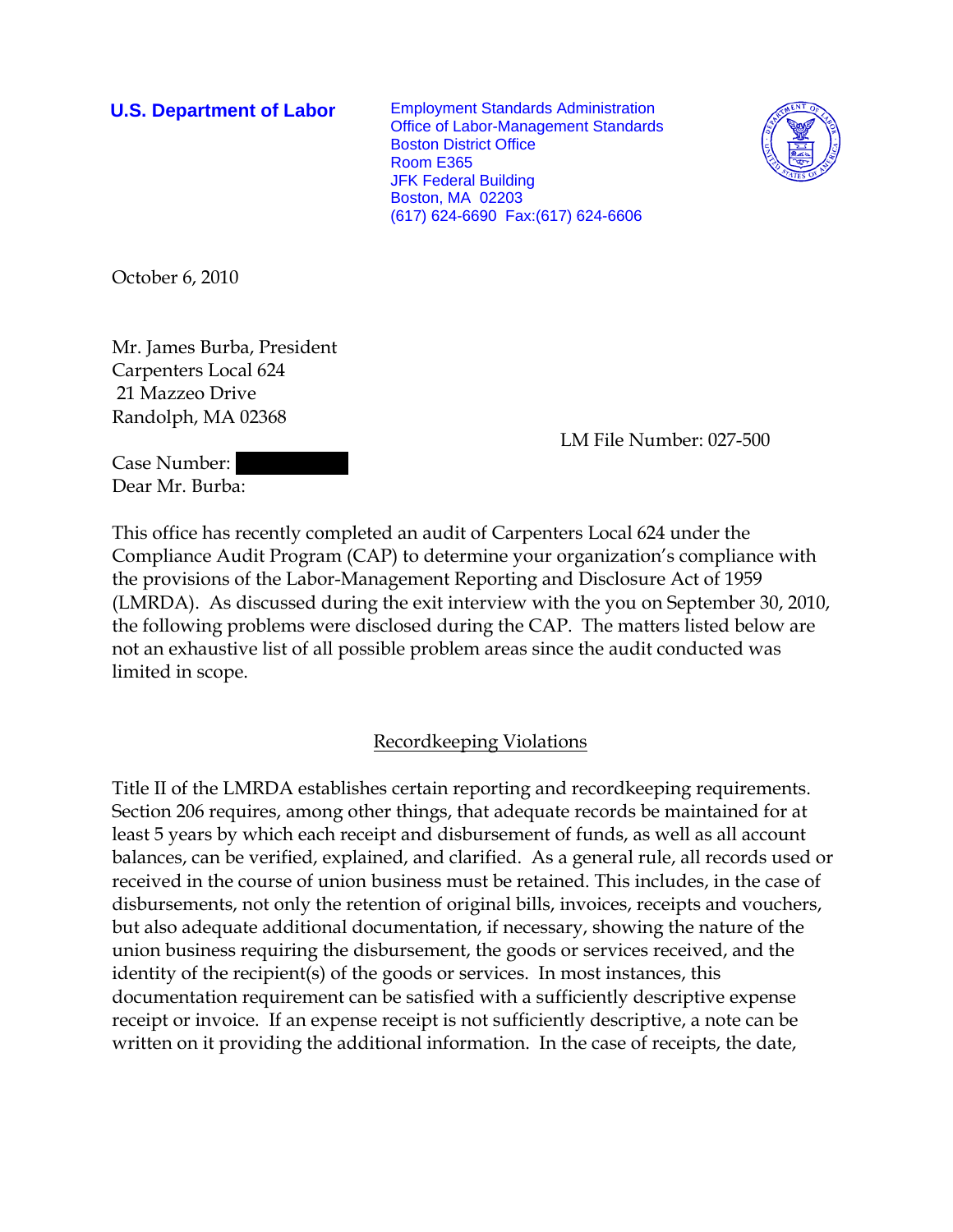**U.S. Department of Labor**

Employment Standards Administration
Office of Labor-Management Standards
Boston District Office
Room E365
JFK Federal Building
Boston, MA 02203
(617) 624-6690 Fax:(617) 624-6606

October 6, 2010

Mr. James Burba, President
Carpenters Local 624
21 Mazzeo Drive
Randolph, MA 02368

LM File Number: 027-500

Case Number:
Dear Mr. Burba:

This office has recently completed an audit of Carpenters Local 624 under the Compliance Audit Program (CAP) to determine your organization's compliance with the provisions of the Labor-Management Reporting and Disclosure Act of 1959 (LMRDA). As discussed during the exit interview with the you on September 30, 2010, the following problems were disclosed during the CAP. The matters listed below are not an exhaustive list of all possible problem areas since the audit conducted was limited in scope.

## Recordkeeping Violations

Title II of the LMRDA establishes certain reporting and recordkeeping requirements. Section 206 requires, among other things, that adequate records be maintained for at least 5 years by which each receipt and disbursement of funds, as well as all account balances, can be verified, explained, and clarified. As a general rule, all records used or received in the course of union business must be retained. This includes, in the case of disbursements, not only the retention of original bills, invoices, receipts and vouchers, but also adequate additional documentation, if necessary, showing the nature of the union business requiring the disbursement, the goods or services received, and the identity of the recipient(s) of the goods or services. In most instances, this documentation requirement can be satisfied with a sufficiently descriptive expense receipt or invoice. If an expense receipt is not sufficiently descriptive, a note can be written on it providing the additional information. In the case of receipts, the date,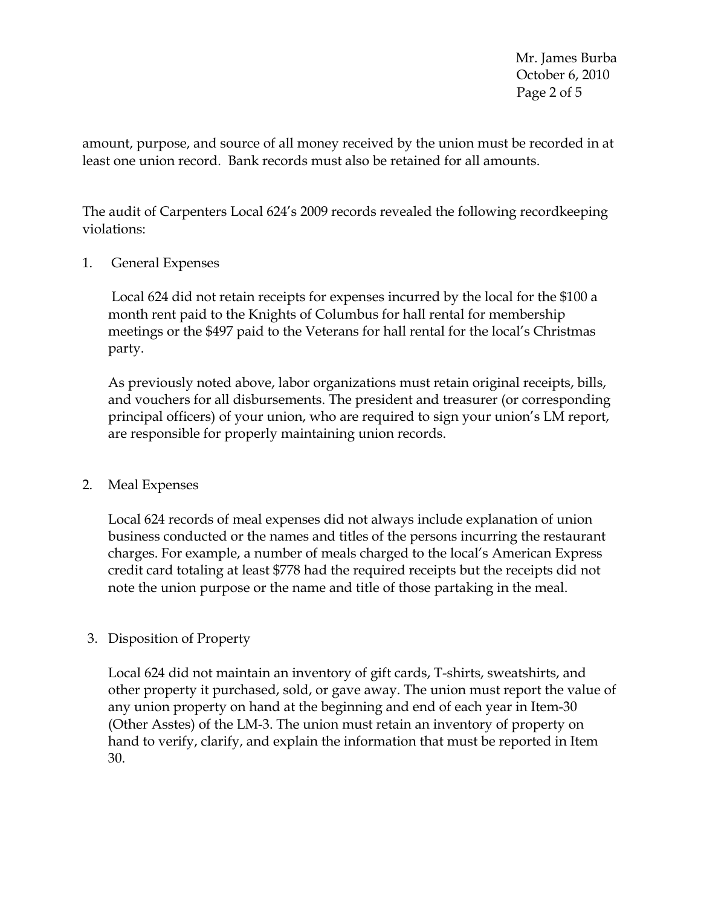amount, purpose, and source of all money received by the union must be recorded in at least one union record. Bank records must also be retained for all amounts.

The audit of Carpenters Local 624's 2009 records revealed the following recordkeeping violations:

1. General Expenses

   Local 624 did not retain receipts for expenses incurred by the local for the $100 a month rent paid to the Knights of Columbus for hall rental for membership meetings or the $497 paid to the Veterans for hall rental for the local's Christmas party.

   As previously noted above, labor organizations must retain original receipts, bills, and vouchers for all disbursements. The president and treasurer (or corresponding principal officers) of your union, who are required to sign your union's LM report, are responsible for properly maintaining union records.

2. Meal Expenses

   Local 624 records of meal expenses did not always include explanation of union business conducted or the names and titles of the persons incurring the restaurant charges. For example, a number of meals charged to the local's American Express credit card totaling at least $778 had the required receipts but the receipts did not note the union purpose or the name and title of those partaking in the meal.

3. Disposition of Property

   Local 624 did not maintain an inventory of gift cards, T-shirts, sweatshirts, and other property it purchased, sold, or gave away. The union must report the value of any union property on hand at the beginning and end of each year in Item-30 (Other Asstes) of the LM-3. The union must retain an inventory of property on hand to verify, clarify, and explain the information that must be reported in Item 30.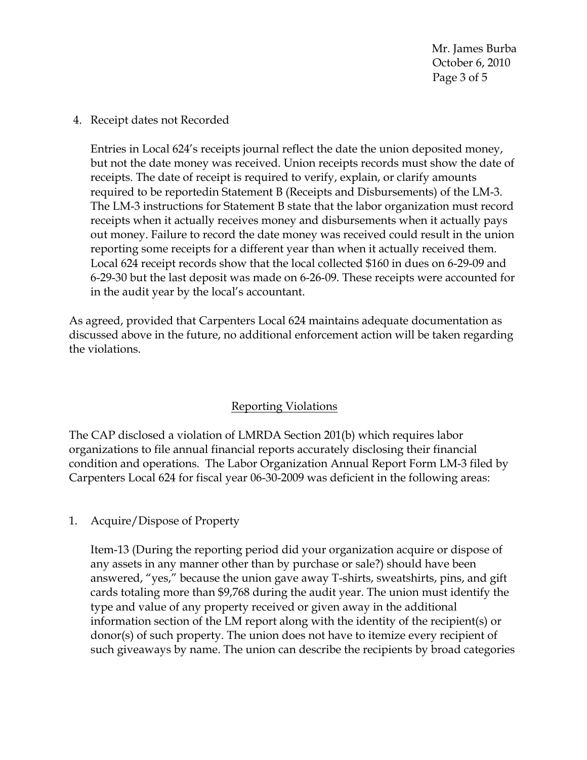4. Receipt dates not Recorded

   Entries in Local 624's receipts journal reflect the date the union deposited money, but not the date money was received. Union receipts records must show the date of receipts. The date of receipt is required to verify, explain, or clarify amounts required to be reportedin Statement B (Receipts and Disbursements) of the LM-3. The LM-3 instructions for Statement B state that the labor organization must record receipts when it actually receives money and disbursements when it actually pays out money. Failure to record the date money was received could result in the union reporting some receipts for a different year than when it actually received them. Local 624 receipt records show that the local collected $160 in dues on 6-29-09 and 6-29-30 but the last deposit was made on 6-26-09. These receipts were accounted for in the audit year by the local's accountant.

As agreed, provided that Carpenters Local 624 maintains adequate documentation as discussed above in the future, no additional enforcement action will be taken regarding the violations.

## Reporting Violations

The CAP disclosed a violation of LMRDA Section 201(b) which requires labor organizations to file annual financial reports accurately disclosing their financial condition and operations. The Labor Organization Annual Report Form LM-3 filed by Carpenters Local 624 for fiscal year 06-30-2009 was deficient in the following areas:

1. Acquire/Dispose of Property

   Item-13 (During the reporting period did your organization acquire or dispose of any assets in any manner other than by purchase or sale?) should have been answered, "yes," because the union gave away T-shirts, sweatshirts, pins, and gift cards totaling more than $9,768 during the audit year. The union must identify the type and value of any property received or given away in the additional information section of the LM report along with the identity of the recipient(s) or donor(s) of such property. The union does not have to itemize every recipient of such giveaways by name. The union can describe the recipients by broad categories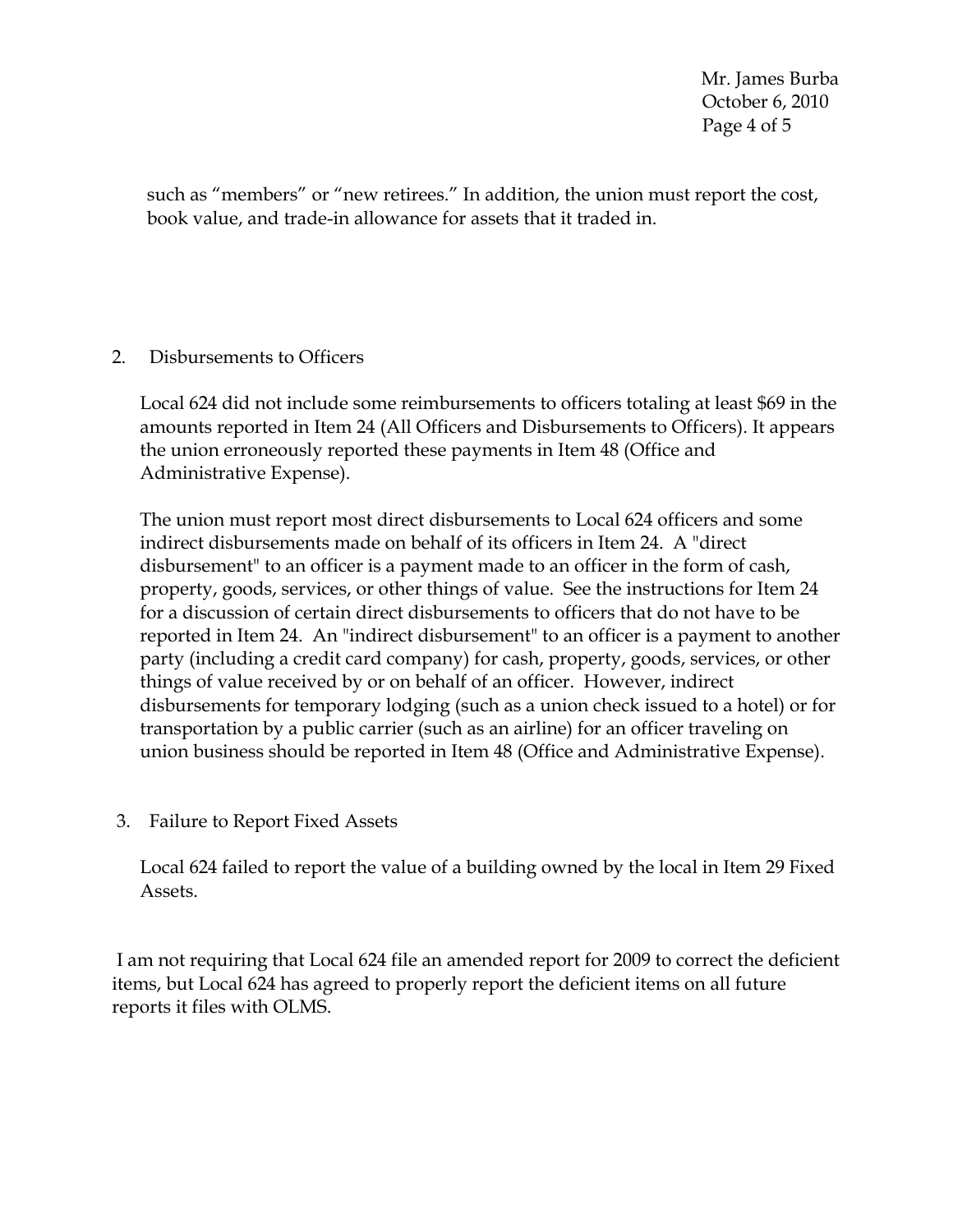such as "members" or "new retirees." In addition, the union must report the cost, book value, and trade-in allowance for assets that it traded in.

2. Disbursements to Officers

Local 624 did not include some reimbursements to officers totaling at least $69 in the amounts reported in Item 24 (All Officers and Disbursements to Officers). It appears the union erroneously reported these payments in Item 48 (Office and Administrative Expense).

The union must report most direct disbursements to Local 624 officers and some indirect disbursements made on behalf of its officers in Item 24. A "direct disbursement" to an officer is a payment made to an officer in the form of cash, property, goods, services, or other things of value. See the instructions for Item 24 for a discussion of certain direct disbursements to officers that do not have to be reported in Item 24. An "indirect disbursement" to an officer is a payment to another party (including a credit card company) for cash, property, goods, services, or other things of value received by or on behalf of an officer. However, indirect disbursements for temporary lodging (such as a union check issued to a hotel) or for transportation by a public carrier (such as an airline) for an officer traveling on union business should be reported in Item 48 (Office and Administrative Expense).

3. Failure to Report Fixed Assets

Local 624 failed to report the value of a building owned by the local in Item 29 Fixed Assets.

I am not requiring that Local 624 file an amended report for 2009 to correct the deficient items, but Local 624 has agreed to properly report the deficient items on all future reports it files with OLMS.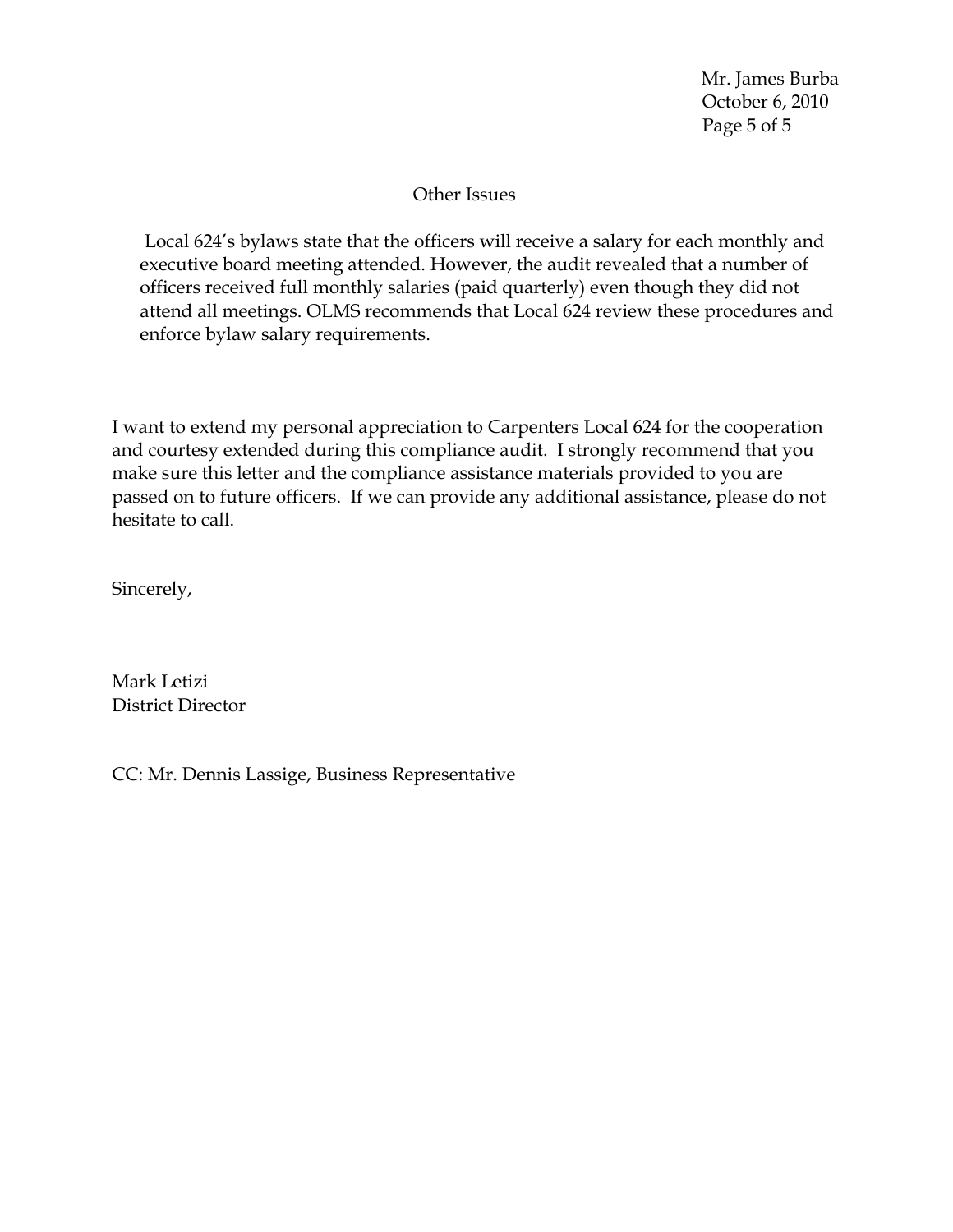### Other Issues

Local 624's bylaws state that the officers will receive a salary for each monthly and executive board meeting attended. However, the audit revealed that a number of officers received full monthly salaries (paid quarterly) even though they did not attend all meetings. OLMS recommends that Local 624 review these procedures and enforce bylaw salary requirements.

I want to extend my personal appreciation to Carpenters Local 624 for the cooperation and courtesy extended during this compliance audit. I strongly recommend that you make sure this letter and the compliance assistance materials provided to you are passed on to future officers. If we can provide any additional assistance, please do not hesitate to call.

Sincerely,

Mark Letizi
District Director

CC: Mr. Dennis Lassige, Business Representative